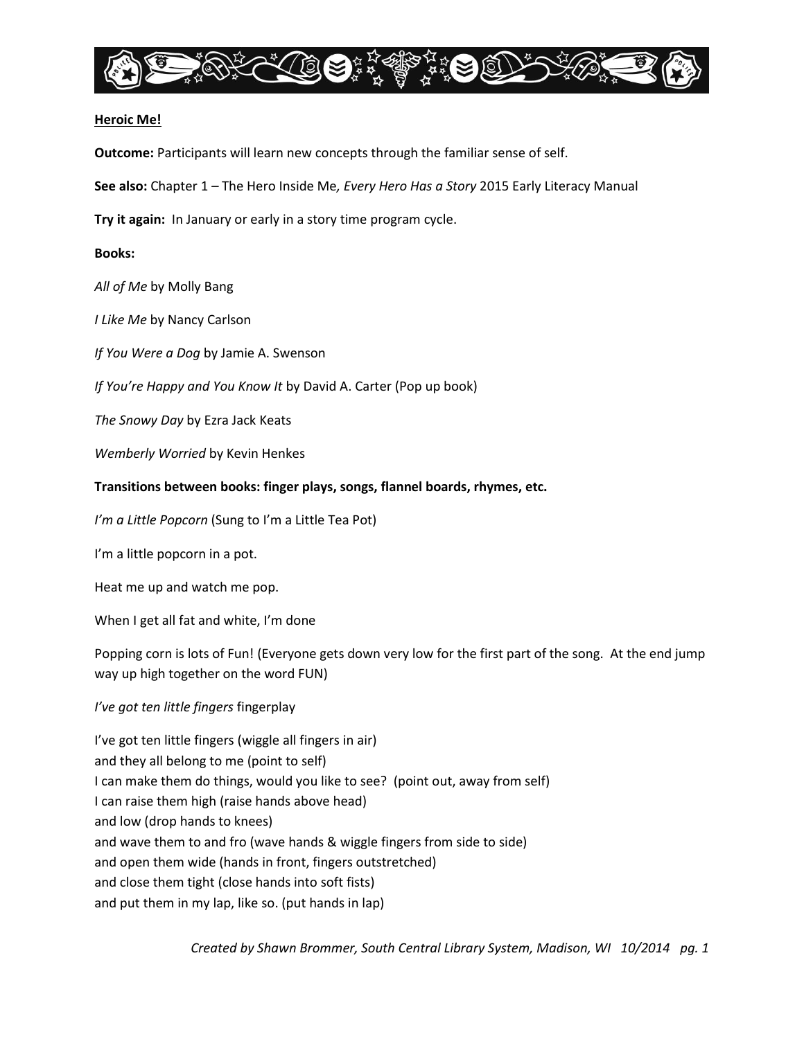## Heroic Me!

**Outcome:** Participants will learn new concepts through the familiar sense of self.

**See also:** Chapter 1 – The Hero Inside Me*, Every Hero Has a Story* 2015 Early Literacy Manual

**Try it again:** In January or early in a story time program cycle.

**Books:**

*All of Me* by Molly Bang

*I Like Me* by Nancy Carlson

*If You Were a Dog* by Jamie A. Swenson

*If You're Happy and You Know It* by David A. Carter (Pop up book)

*The Snowy Day* by Ezra Jack Keats

*Wemberly Worried* by Kevin Henkes

**Transitions between books: finger plays, songs, flannel boards, rhymes, etc.**

*I'm a Little Popcorn* (Sung to I'm a Little Tea Pot)

I'm a little popcorn in a pot.

Heat me up and watch me pop.

When I get all fat and white, I'm done

Popping corn is lots of Fun! (Everyone gets down very low for the first part of the song. At the end jump way up high together on the word FUN)

*I've got ten little fingers* fingerplay

I've got ten little fingers (wiggle all fingers in air)
and they all belong to me (point to self)
I can make them do things, would you like to see? (point out, away from self)
I can raise them high (raise hands above head)
and low (drop hands to knees)
and wave them to and fro (wave hands & wiggle fingers from side to side)
and open them wide (hands in front, fingers outstretched)
and close them tight (close hands into soft fists)
and put them in my lap, like so. (put hands in lap)

*Created by Shawn Brommer, South Central Library System, Madison, WI 10/2014*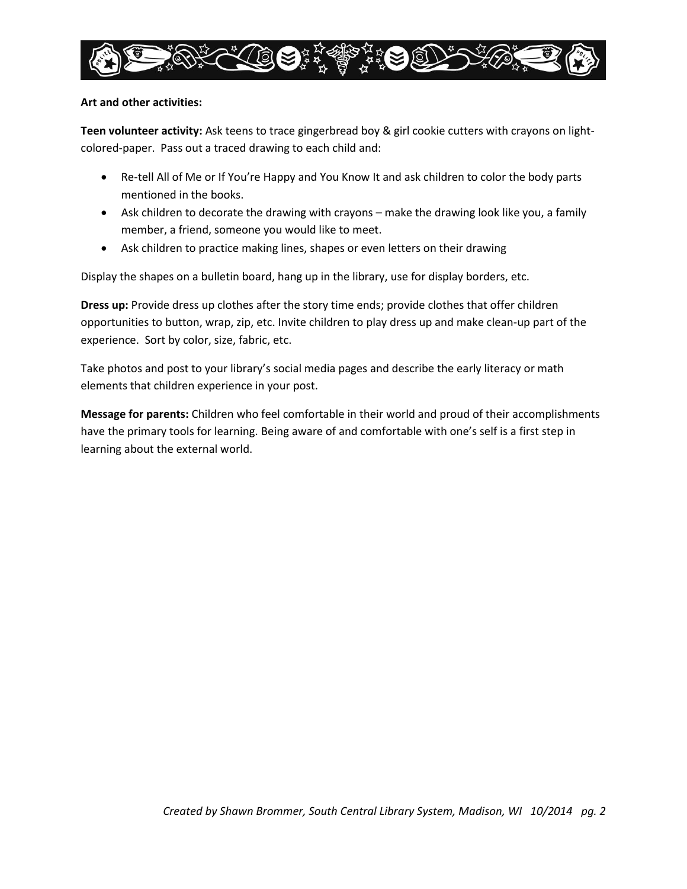**Art and other activities:**

**Teen volunteer activity:** Ask teens to trace gingerbread boy & girl cookie cutters with crayons on light-colored-paper. Pass out a traced drawing to each child and:

- Re-tell All of Me or If You're Happy and You Know It and ask children to color the body parts mentioned in the books.
- Ask children to decorate the drawing with crayons – make the drawing look like you, a family member, a friend, someone you would like to meet.
- Ask children to practice making lines, shapes or even letters on their drawing

Display the shapes on a bulletin board, hang up in the library, use for display borders, etc.

**Dress up:** Provide dress up clothes after the story time ends; provide clothes that offer children opportunities to button, wrap, zip, etc. Invite children to play dress up and make clean-up part of the experience. Sort by color, size, fabric, etc.

Take photos and post to your library's social media pages and describe the early literacy or math elements that children experience in your post.

**Message for parents:** Children who feel comfortable in their world and proud of their accomplishments have the primary tools for learning. Being aware of and comfortable with one's self is a first step in learning about the external world.

*Created by Shawn Brommer, South Central Library System, Madison, WI 10/2014*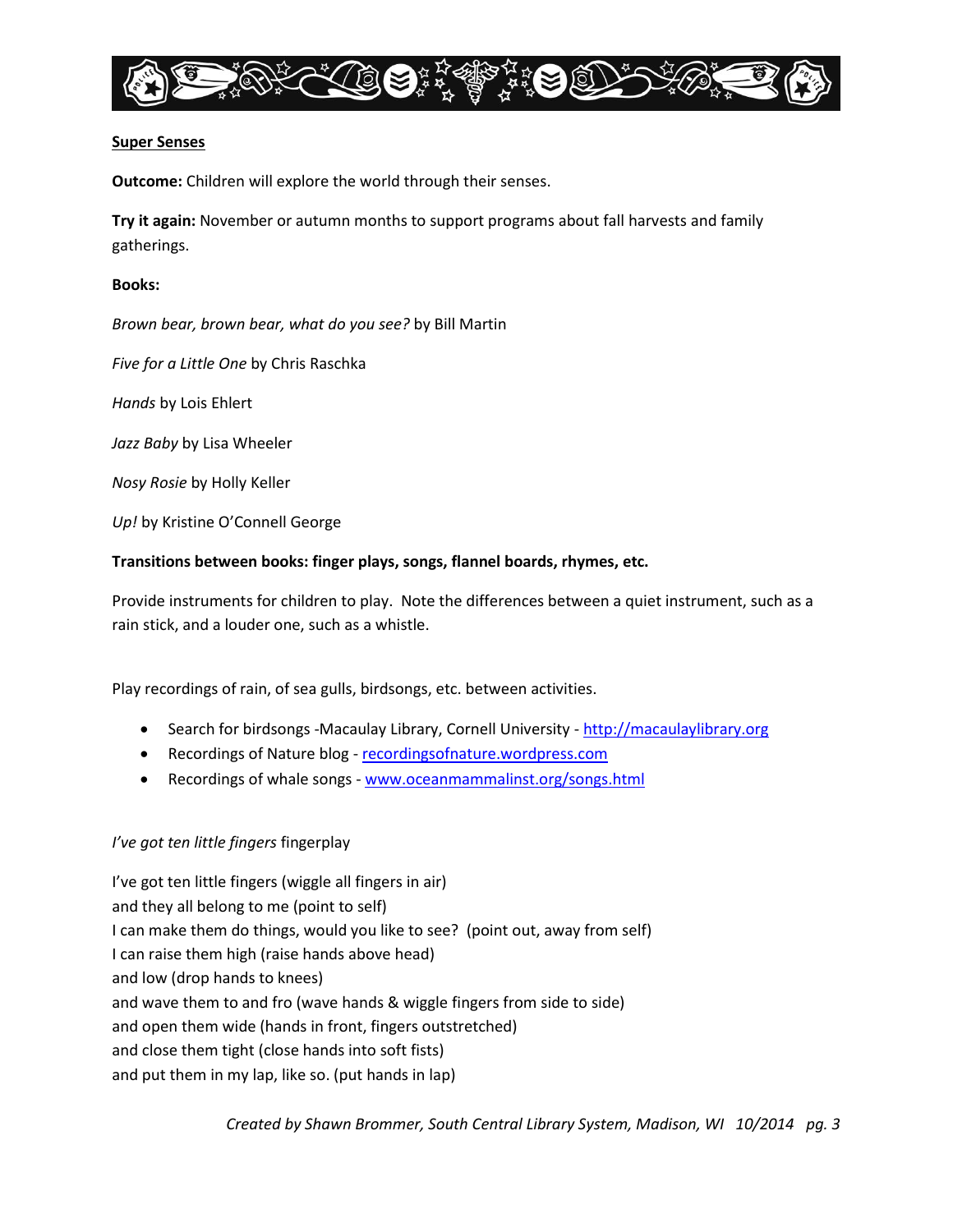**Super Senses**

**Outcome:** Children will explore the world through their senses.

**Try it again:** November or autumn months to support programs about fall harvests and family gatherings.

**Books:**

*Brown bear, brown bear, what do you see?* by Bill Martin

*Five for a Little One* by Chris Raschka

*Hands* by Lois Ehlert

*Jazz Baby* by Lisa Wheeler

*Nosy Rosie* by Holly Keller

*Up!* by Kristine O'Connell George

**Transitions between books: finger plays, songs, flannel boards, rhymes, etc.**

Provide instruments for children to play. Note the differences between a quiet instrument, such as a rain stick, and a louder one, such as a whistle.

Play recordings of rain, of sea gulls, birdsongs, etc. between activities.

- Search for birdsongs -Macaulay Library, Cornell University - http://macaulaylibrary.org
- Recordings of Nature blog - recordingsofnature.wordpress.com
- Recordings of whale songs - www.oceanmammalinst.org/songs.html

*I've got ten little fingers* fingerplay

I've got ten little fingers (wiggle all fingers in air)
and they all belong to me (point to self)
I can make them do things, would you like to see? (point out, away from self)
I can raise them high (raise hands above head)
and low (drop hands to knees)
and wave them to and fro (wave hands & wiggle fingers from side to side)
and open them wide (hands in front, fingers outstretched)
and close them tight (close hands into soft fists)
and put them in my lap, like so. (put hands in lap)

*Created by Shawn Brommer, South Central Library System, Madison, WI 10/2014*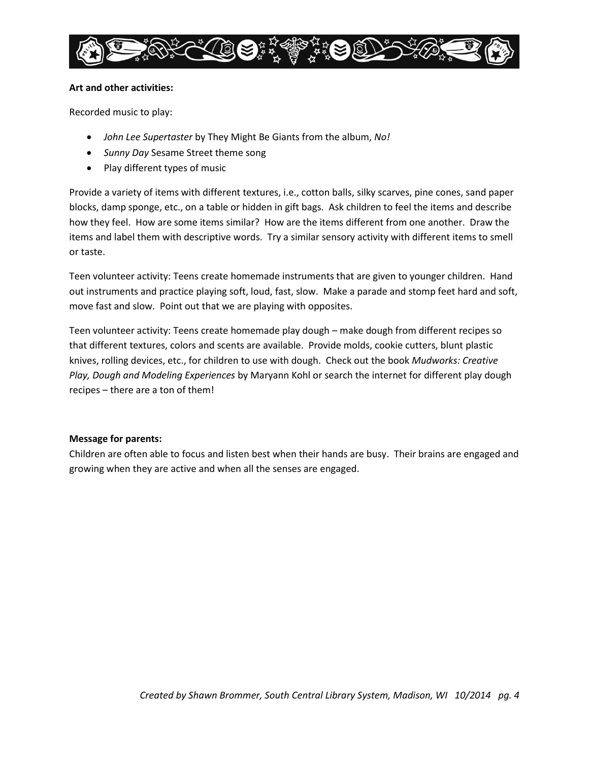**Art and other activities:**

Recorded music to play:

- *John Lee Supertaster* by They Might Be Giants from the album, *No!*
- *Sunny Day* Sesame Street theme song
- Play different types of music

Provide a variety of items with different textures, i.e., cotton balls, silky scarves, pine cones, sand paper blocks, damp sponge, etc., on a table or hidden in gift bags. Ask children to feel the items and describe how they feel. How are some items similar? How are the items different from one another. Draw the items and label them with descriptive words. Try a similar sensory activity with different items to smell or taste.

Teen volunteer activity: Teens create homemade instruments that are given to younger children. Hand out instruments and practice playing soft, loud, fast, slow. Make a parade and stomp feet hard and soft, move fast and slow. Point out that we are playing with opposites.

Teen volunteer activity: Teens create homemade play dough – make dough from different recipes so that different textures, colors and scents are available. Provide molds, cookie cutters, blunt plastic knives, rolling devices, etc., for children to use with dough. Check out the book *Mudworks: Creative Play, Dough and Modeling Experiences* by Maryann Kohl or search the internet for different play dough recipes – there are a ton of them!

**Message for parents:**
Children are often able to focus and listen best when their hands are busy. Their brains are engaged and growing when they are active and when all the senses are engaged.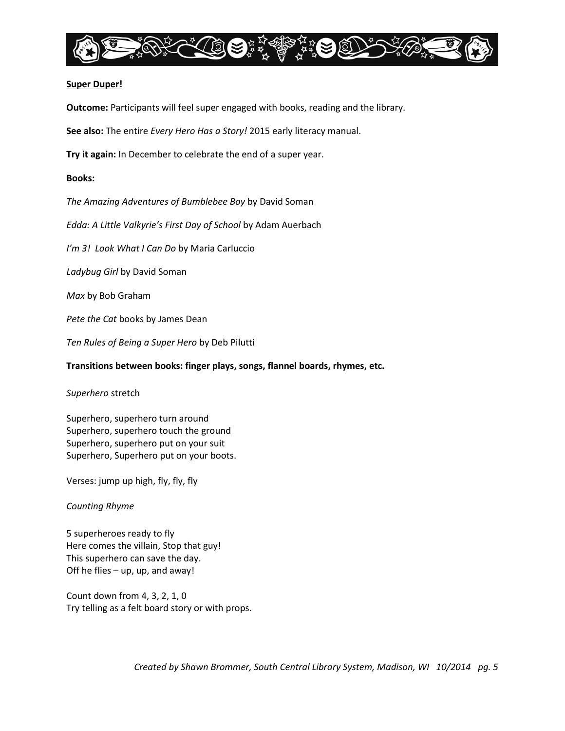**Super Duper!**

**Outcome:** Participants will feel super engaged with books, reading and the library.

**See also:** The entire *Every Hero Has a Story!* 2015 early literacy manual.

**Try it again:** In December to celebrate the end of a super year.

**Books:**

*The Amazing Adventures of Bumblebee Boy* by David Soman

*Edda: A Little Valkyrie's First Day of School* by Adam Auerbach

*I'm 3! Look What I Can Do* by Maria Carluccio

*Ladybug Girl* by David Soman

*Max* by Bob Graham

*Pete the Cat* books by James Dean

*Ten Rules of Being a Super Hero* by Deb Pilutti

**Transitions between books: finger plays, songs, flannel boards, rhymes, etc.**

*Superhero* stretch

Superhero, superhero turn around
Superhero, superhero touch the ground
Superhero, superhero put on your suit
Superhero, Superhero put on your boots.

Verses: jump up high, fly, fly, fly

*Counting Rhyme*

5 superheroes ready to fly
Here comes the villain, Stop that guy!
This superhero can save the day.
Off he flies – up, up, and away!

Count down from 4, 3, 2, 1, 0
Try telling as a felt board story or with props.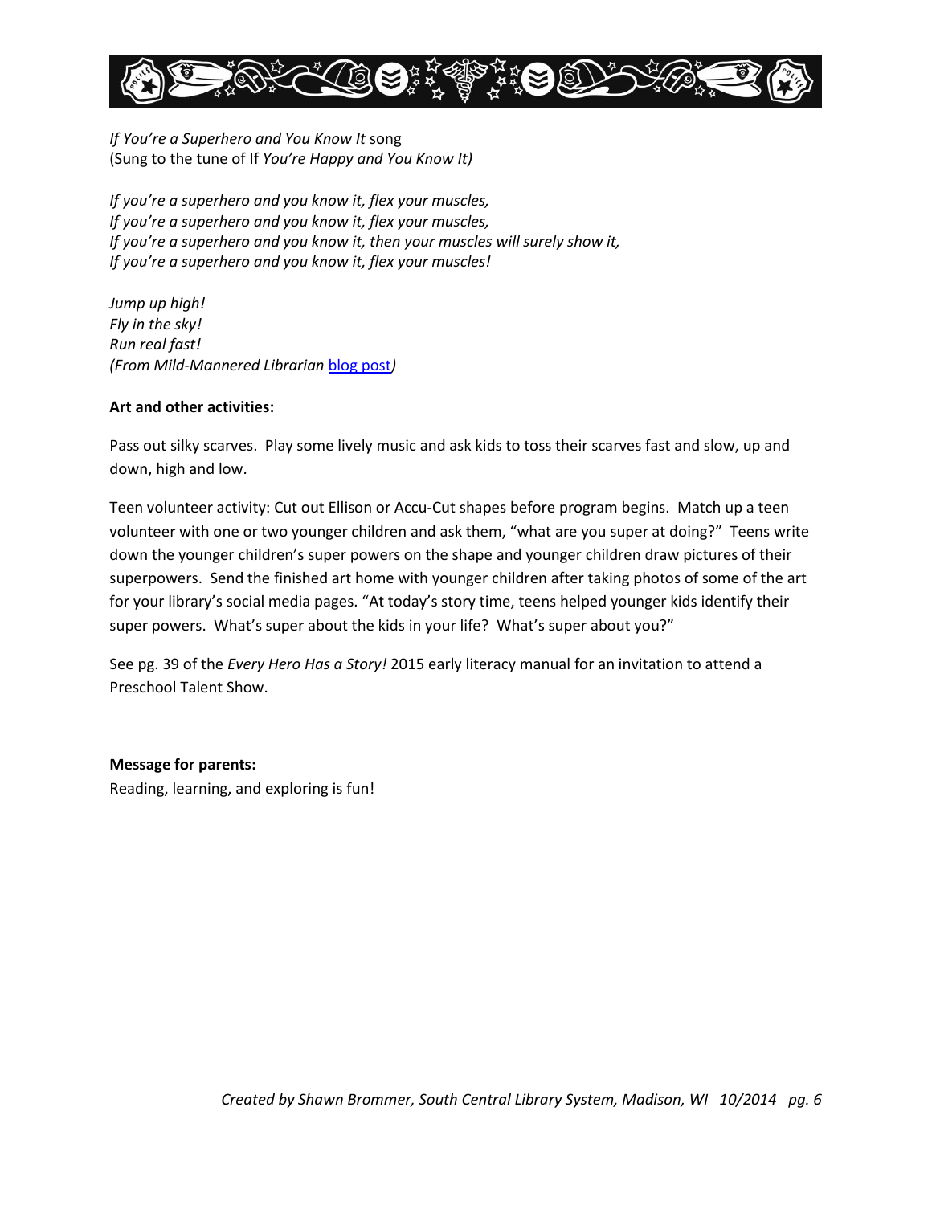*If You're a Superhero and You Know It* song
(Sung to the tune of If *You're Happy and You Know It)*

*If you're a superhero and you know it, flex your muscles,*
*If you're a superhero and you know it, flex your muscles,*
*If you're a superhero and you know it, then your muscles will surely show it,*
*If you're a superhero and you know it, flex your muscles!*

*Jump up high!*
*Fly in the sky!*
*Run real fast!*
*(From Mild-Mannered Librarian* blog post*)*

**Art and other activities:**

Pass out silky scarves. Play some lively music and ask kids to toss their scarves fast and slow, up and down, high and low.

Teen volunteer activity: Cut out Ellison or Accu-Cut shapes before program begins. Match up a teen volunteer with one or two younger children and ask them, "what are you super at doing?" Teens write down the younger children's super powers on the shape and younger children draw pictures of their superpowers. Send the finished art home with younger children after taking photos of some of the art for your library's social media pages. "At today's story time, teens helped younger kids identify their super powers. What's super about the kids in your life? What's super about you?"

See pg. 39 of the *Every Hero Has a Story!* 2015 early literacy manual for an invitation to attend a Preschool Talent Show.

**Message for parents:**
Reading, learning, and exploring is fun!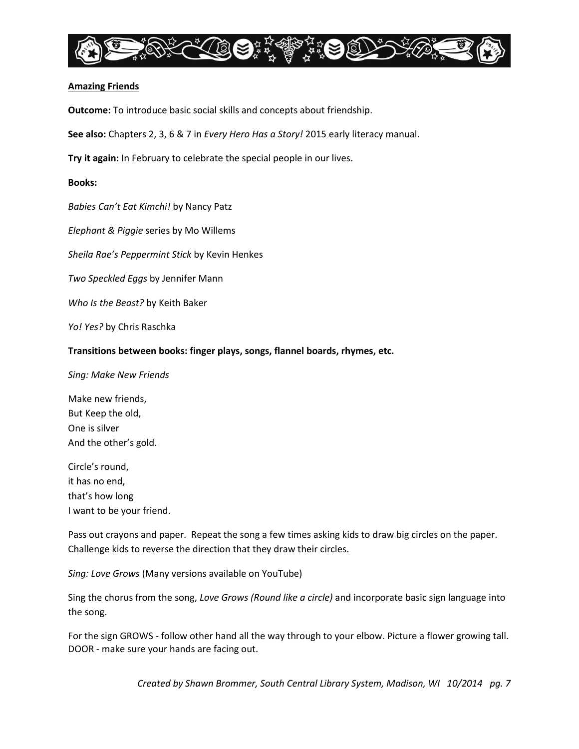**Amazing Friends**

**Outcome:** To introduce basic social skills and concepts about friendship.

**See also:** Chapters 2, 3, 6 & 7 in *Every Hero Has a Story!* 2015 early literacy manual.

**Try it again:** In February to celebrate the special people in our lives.

**Books:**

*Babies Can't Eat Kimchi!* by Nancy Patz

*Elephant & Piggie* series by Mo Willems

*Sheila Rae's Peppermint Stick* by Kevin Henkes

*Two Speckled Eggs* by Jennifer Mann

*Who Is the Beast?* by Keith Baker

*Yo! Yes?* by Chris Raschka

**Transitions between books: finger plays, songs, flannel boards, rhymes, etc.**

*Sing: Make New Friends*

Make new friends,
But Keep the old,
One is silver
And the other's gold.

Circle's round,
it has no end,
that's how long
I want to be your friend.

Pass out crayons and paper. Repeat the song a few times asking kids to draw big circles on the paper. Challenge kids to reverse the direction that they draw their circles.

*Sing: Love Grows* (Many versions available on YouTube)

Sing the chorus from the song, *Love Grows (Round like a circle)* and incorporate basic sign language into the song.

For the sign GROWS - follow other hand all the way through to your elbow. Picture a flower growing tall. DOOR - make sure your hands are facing out.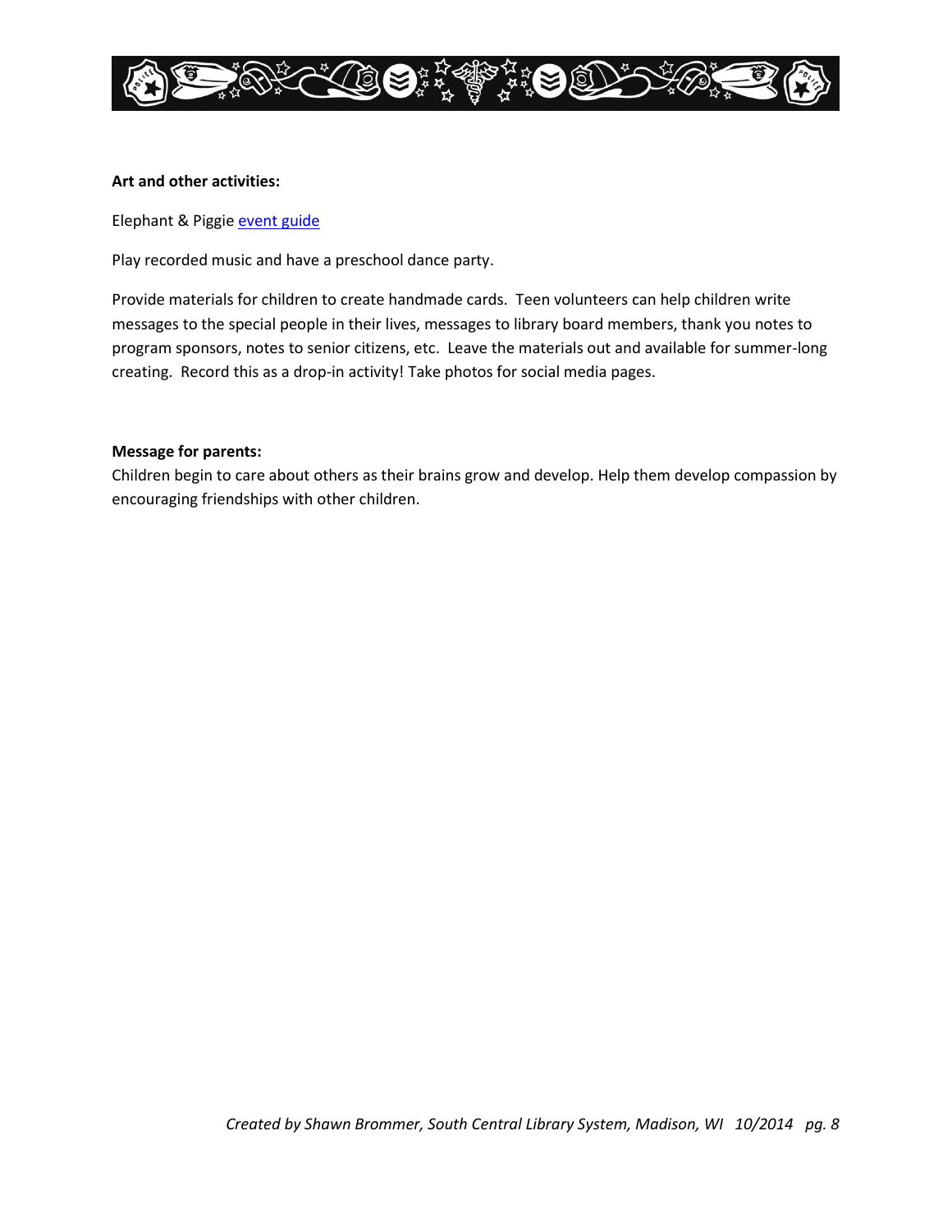**Art and other activities:**

Elephant & Piggie event guide

Play recorded music and have a preschool dance party.

Provide materials for children to create handmade cards. Teen volunteers can help children write messages to the special people in their lives, messages to library board members, thank you notes to program sponsors, notes to senior citizens, etc. Leave the materials out and available for summer-long creating. Record this as a drop-in activity! Take photos for social media pages.

**Message for parents:**

Children begin to care about others as their brains grow and develop. Help them develop compassion by encouraging friendships with other children.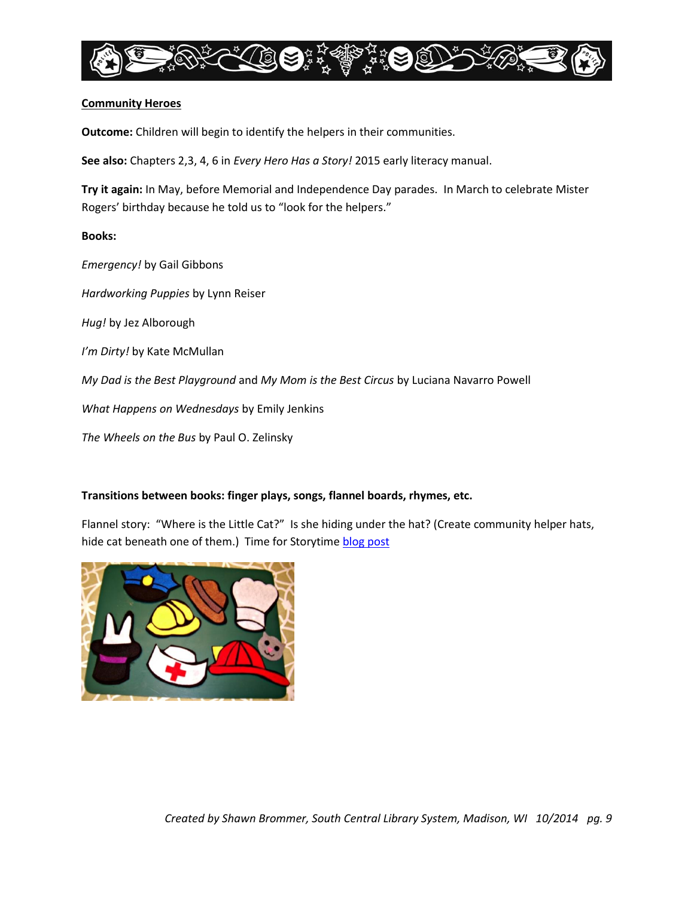**Community Heroes**

**Outcome:** Children will begin to identify the helpers in their communities.

**See also:** Chapters 2,3, 4, 6 in *Every Hero Has a Story!* 2015 early literacy manual.

**Try it again:** In May, before Memorial and Independence Day parades. In March to celebrate Mister Rogers' birthday because he told us to "look for the helpers."

**Books:**

*Emergency!* by Gail Gibbons

*Hardworking Puppies* by Lynn Reiser

*Hug!* by Jez Alborough

*I'm Dirty!* by Kate McMullan

*My Dad is the Best Playground* and *My Mom is the Best Circus* by Luciana Navarro Powell

*What Happens on Wednesdays* by Emily Jenkins

*The Wheels on the Bus* by Paul O. Zelinsky

**Transitions between books: finger plays, songs, flannel boards, rhymes, etc.**

Flannel story: "Where is the Little Cat?" Is she hiding under the hat? (Create community helper hats, hide cat beneath one of them.) Time for Storytime blog post

*Created by Shawn Brommer, South Central Library System, Madison, WI 10/2014*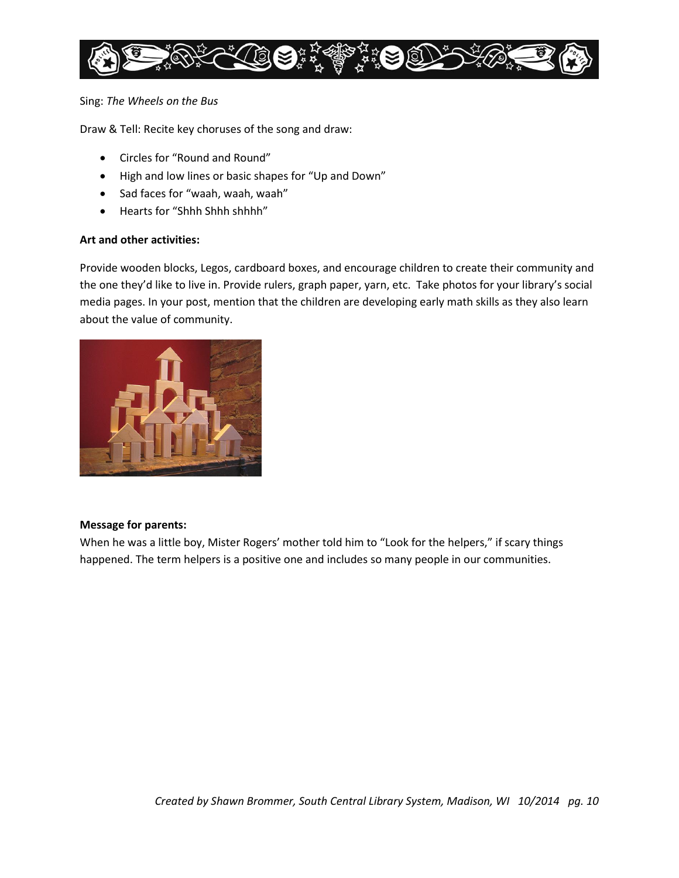Sing: *The Wheels on the Bus*

Draw & Tell: Recite key choruses of the song and draw:

- Circles for "Round and Round"
- High and low lines or basic shapes for "Up and Down"
- Sad faces for "waah, waah, waah"
- Hearts for "Shhh Shhh shhhh"

**Art and other activities:**

Provide wooden blocks, Legos, cardboard boxes, and encourage children to create their community and the one they'd like to live in. Provide rulers, graph paper, yarn, etc. Take photos for your library's social media pages. In your post, mention that the children are developing early math skills as they also learn about the value of community.

**Message for parents:**

When he was a little boy, Mister Rogers' mother told him to "Look for the helpers," if scary things happened. The term helpers is a positive one and includes so many people in our communities.

*Created by Shawn Brommer, South Central Library System, Madison, WI 10/2014*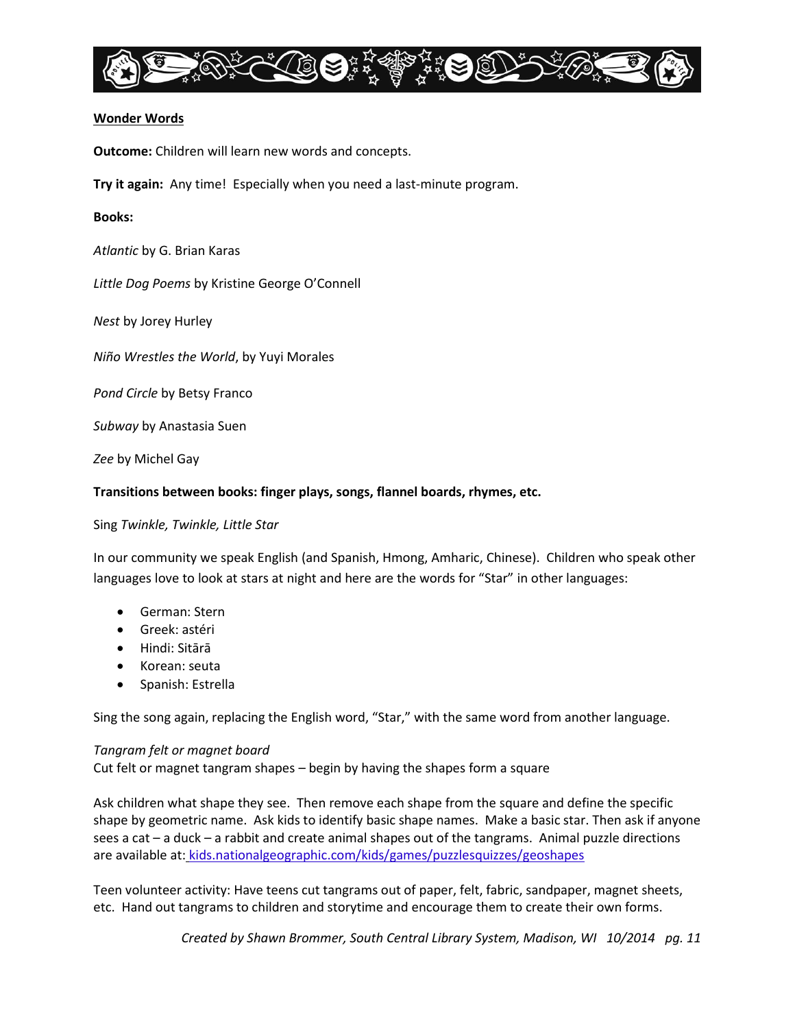<u>**Wonder Words**</u>

**Outcome:** Children will learn new words and concepts.

**Try it again:** Any time! Especially when you need a last-minute program.

**Books:**

*Atlantic* by G. Brian Karas

*Little Dog Poems* by Kristine George O'Connell

*Nest* by Jorey Hurley

*Niño Wrestles the World*, by Yuyi Morales

*Pond Circle* by Betsy Franco

*Subway* by Anastasia Suen

*Zee* by Michel Gay

**Transitions between books: finger plays, songs, flannel boards, rhymes, etc.**

Sing *Twinkle, Twinkle, Little Star*

In our community we speak English (and Spanish, Hmong, Amharic, Chinese). Children who speak other languages love to look at stars at night and here are the words for "Star" in other languages:

- German: Stern
- Greek: astéri
- Hindi: Sitārā
- Korean: seuta
- Spanish: Estrella

Sing the song again, replacing the English word, "Star," with the same word from another language.

*Tangram felt or magnet board*
Cut felt or magnet tangram shapes – begin by having the shapes form a square

Ask children what shape they see. Then remove each shape from the square and define the specific shape by geometric name. Ask kids to identify basic shape names. Make a basic star. Then ask if anyone sees a cat – a duck – a rabbit and create animal shapes out of the tangrams. Animal puzzle directions are available at: kids.nationalgeographic.com/kids/games/puzzlesquizzes/geoshapes

Teen volunteer activity: Have teens cut tangrams out of paper, felt, fabric, sandpaper, magnet sheets, etc. Hand out tangrams to children and storytime and encourage them to create their own forms.

*Created by Shawn Brommer, South Central Library System, Madison, WI 10/2014*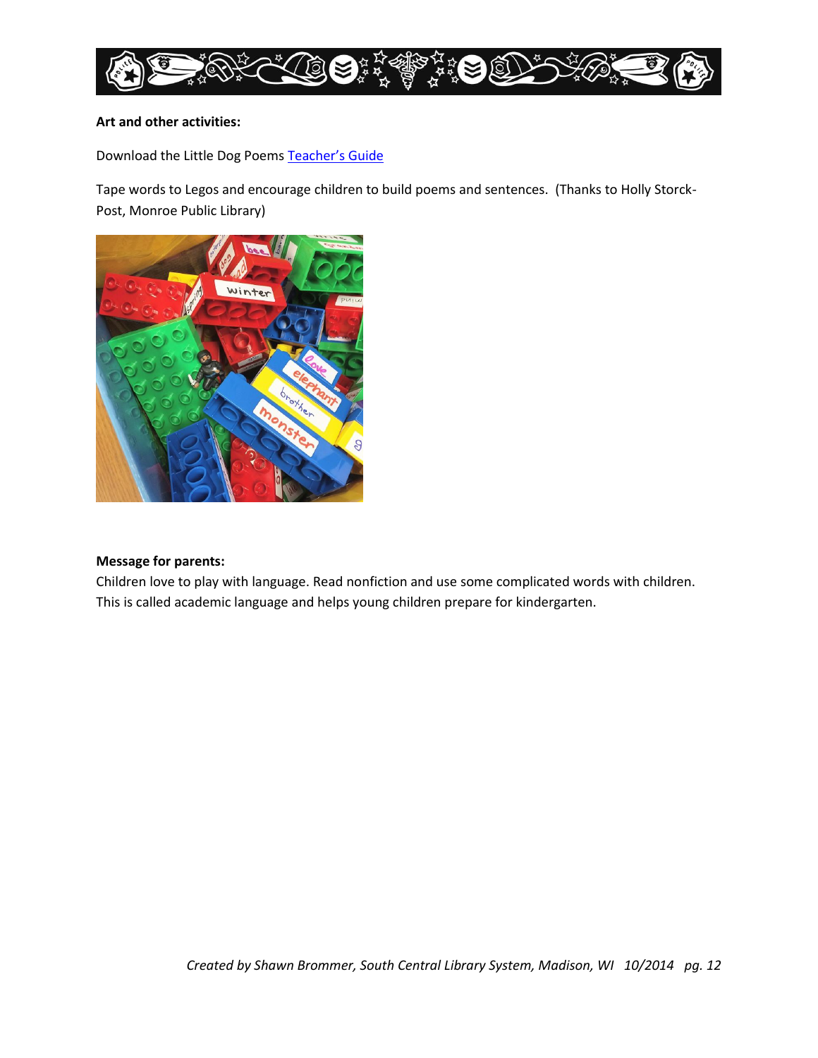**Art and other activities:**

Download the Little Dog Poems Teacher's Guide

Tape words to Legos and encourage children to build poems and sentences. (Thanks to Holly Storck-Post, Monroe Public Library)

**Message for parents:**

Children love to play with language. Read nonfiction and use some complicated words with children. This is called academic language and helps young children prepare for kindergarten.

*Created by Shawn Brommer, South Central Library System, Madison, WI 10/2014*